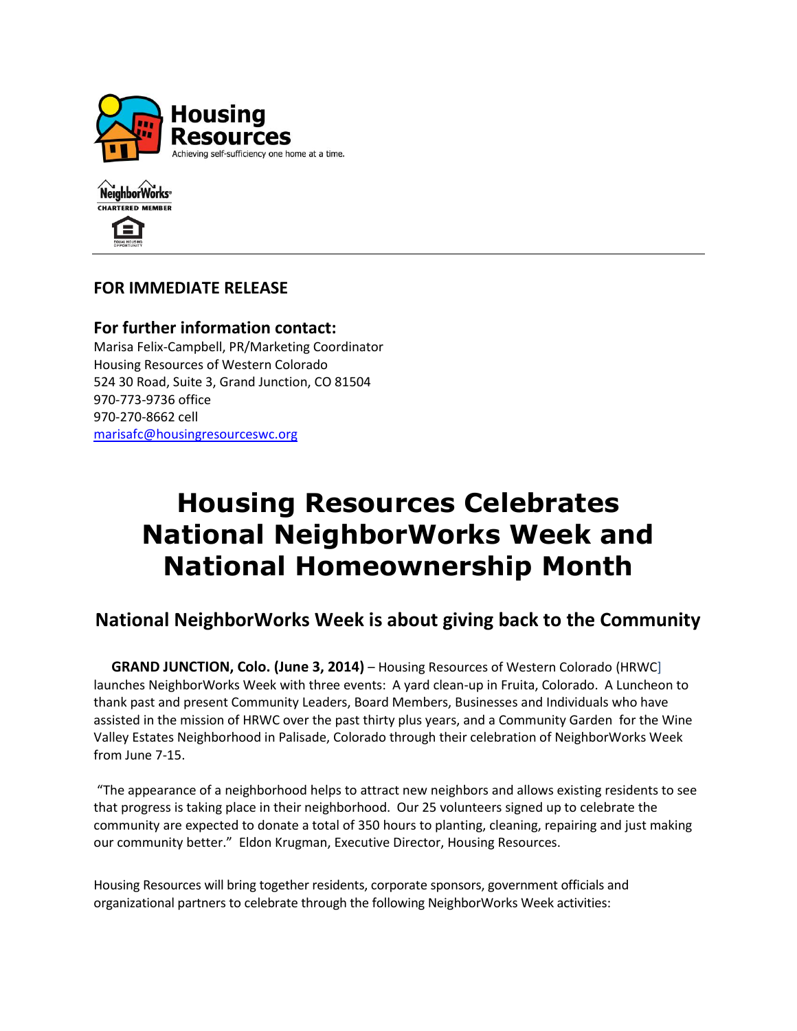Housing Resources

Achieving self-sufficiency one home at a time.

NeighborWorks CHARTERED MEMBER

**FOR IMMEDIATE RELEASE**

**For further information contact:**
Marisa Felix-Campbell, PR/Marketing Coordinator
Housing Resources of Western Colorado
524 30 Road, Suite 3, Grand Junction, CO 81504
970-773-9736 office
970-270-8662 cell
marisafc@housingresourceswc.org

# Housing Resources Celebrates National NeighborWorks Week and National Homeownership Month

## National NeighborWorks Week is about giving back to the Community

**GRAND JUNCTION, Colo. (June 3, 2014)** – Housing Resources of Western Colorado (HRWC] launches NeighborWorks Week with three events: A yard clean-up in Fruita, Colorado. A Luncheon to thank past and present Community Leaders, Board Members, Businesses and Individuals who have assisted in the mission of HRWC over the past thirty plus years, and a Community Garden for the Wine Valley Estates Neighborhood in Palisade, Colorado through their celebration of NeighborWorks Week from June 7-15.

"The appearance of a neighborhood helps to attract new neighbors and allows existing residents to see that progress is taking place in their neighborhood. Our 25 volunteers signed up to celebrate the community are expected to donate a total of 350 hours to planting, cleaning, repairing and just making our community better." Eldon Krugman, Executive Director, Housing Resources.

Housing Resources will bring together residents, corporate sponsors, government officials and organizational partners to celebrate through the following NeighborWorks Week activities: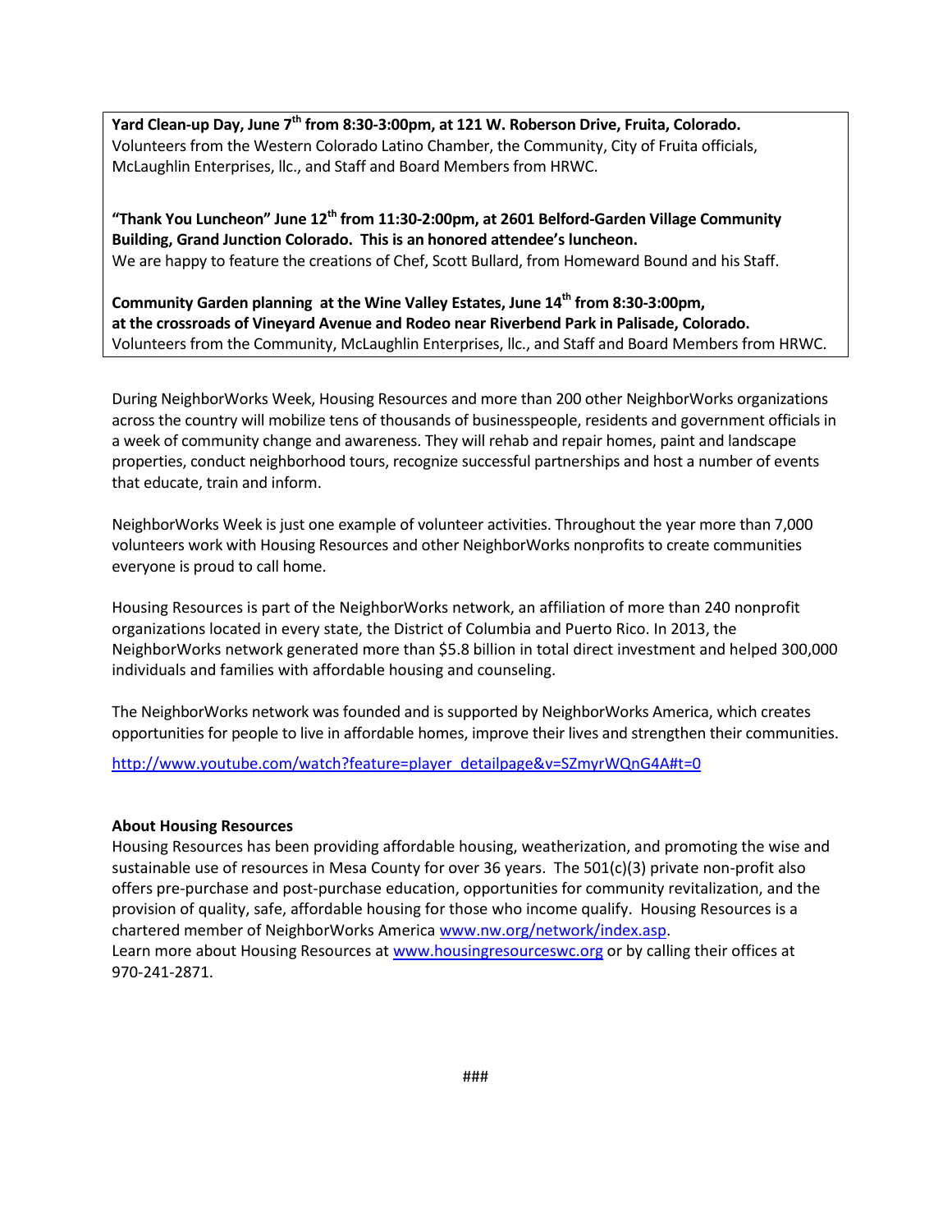**Yard Clean-up Day, June 7th from 8:30-3:00pm, at 121 W. Roberson Drive, Fruita, Colorado.**
Volunteers from the Western Colorado Latino Chamber, the Community, City of Fruita officials, McLaughlin Enterprises, llc., and Staff and Board Members from HRWC.

**"Thank You Luncheon" June 12th from 11:30-2:00pm, at 2601 Belford-Garden Village Community Building, Grand Junction Colorado. This is an honored attendee's luncheon.**
We are happy to feature the creations of Chef, Scott Bullard, from Homeward Bound and his Staff.

**Community Garden planning at the Wine Valley Estates, June 14th from 8:30-3:00pm, at the crossroads of Vineyard Avenue and Rodeo near Riverbend Park in Palisade, Colorado.**
Volunteers from the Community, McLaughlin Enterprises, llc., and Staff and Board Members from HRWC.

During NeighborWorks Week, Housing Resources and more than 200 other NeighborWorks organizations across the country will mobilize tens of thousands of businesspeople, residents and government officials in a week of community change and awareness. They will rehab and repair homes, paint and landscape properties, conduct neighborhood tours, recognize successful partnerships and host a number of events that educate, train and inform.

NeighborWorks Week is just one example of volunteer activities. Throughout the year more than 7,000 volunteers work with Housing Resources and other NeighborWorks nonprofits to create communities everyone is proud to call home.

Housing Resources is part of the NeighborWorks network, an affiliation of more than 240 nonprofit organizations located in every state, the District of Columbia and Puerto Rico. In 2013, the NeighborWorks network generated more than $5.8 billion in total direct investment and helped 300,000 individuals and families with affordable housing and counseling.

The NeighborWorks network was founded and is supported by NeighborWorks America, which creates opportunities for people to live in affordable homes, improve their lives and strengthen their communities.

http://www.youtube.com/watch?feature=player_detailpage&v=SZmyrWQnG4A#t=0

**About Housing Resources**
Housing Resources has been providing affordable housing, weatherization, and promoting the wise and sustainable use of resources in Mesa County for over 36 years. The 501(c)(3) private non-profit also offers pre-purchase and post-purchase education, opportunities for community revitalization, and the provision of quality, safe, affordable housing for those who income qualify. Housing Resources is a chartered member of NeighborWorks America www.nw.org/network/index.asp.
Learn more about Housing Resources at www.housingresourceswc.org or by calling their offices at 970-241-2871.

###